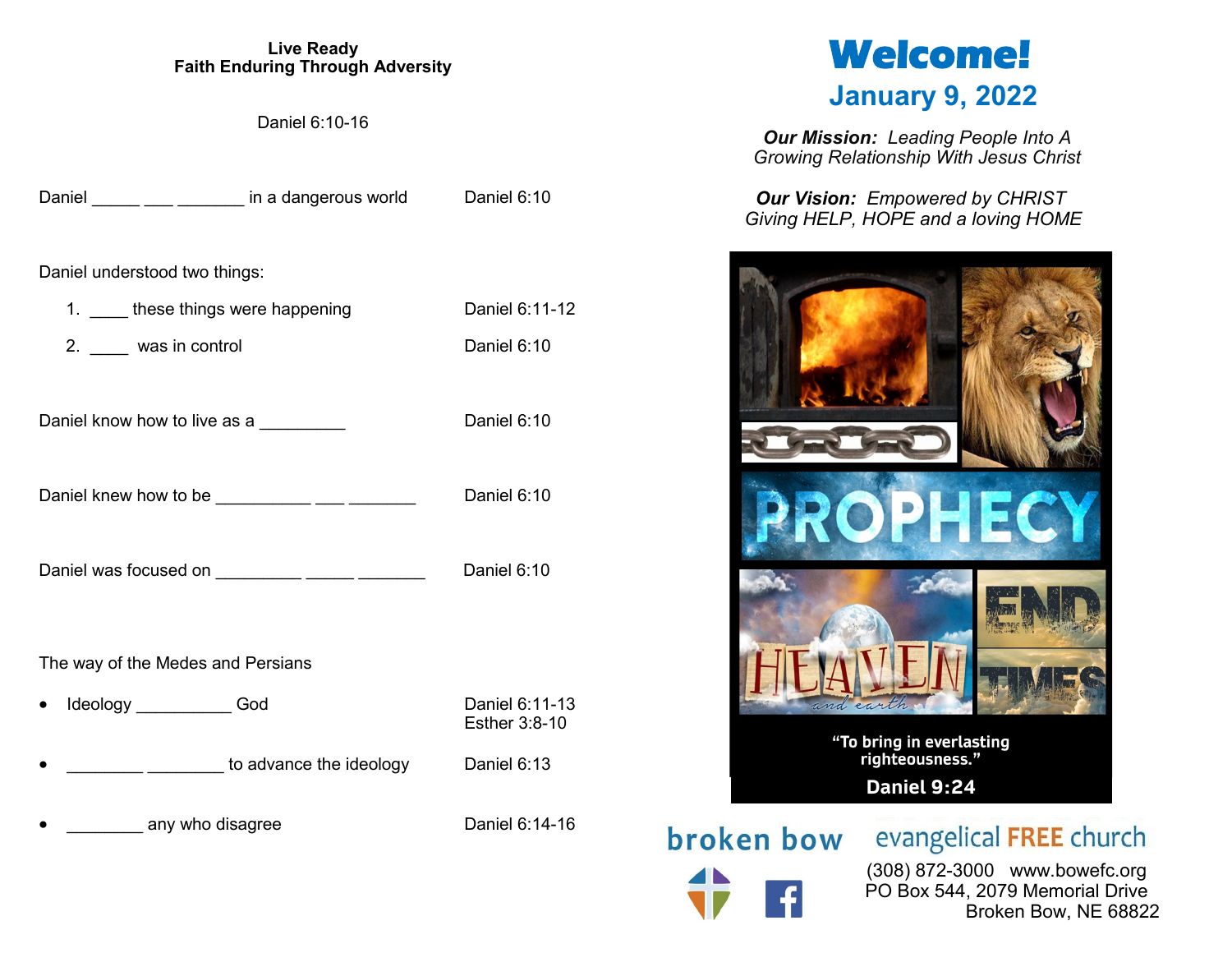**Live Ready**
**Faith Enduring Through Adversity**

Daniel 6:10-16

Daniel _____ ___ _______ in a dangerous world — Daniel 6:10

Daniel understood two things:

1. ____ these things were happening — Daniel 6:11-12
2. ____ was in control — Daniel 6:10

Daniel know how to live as a _________ — Daniel 6:10

Daniel knew how to be __________ ___ _______ — Daniel 6:10

Daniel was focused on _________ _____ _______ — Daniel 6:10

The way of the Medes and Persians

- Ideology __________ God — Daniel 6:11-13, Esther 3:8-10
- ________ ________ to advance the ideology — Daniel 6:13
- ________ any who disagree — Daniel 6:14-16

# Welcome!

## January 9, 2022

***Our Mission:*** *Leading People Into A Growing Relationship With Jesus Christ*

***Our Vision:*** *Empowered by CHRIST Giving HELP, HOPE and a loving HOME*

PROPHECY

HEAVEN and earth

END TIMES

"To bring in everlasting righteousness."

**Daniel 9:24**

broken bow evangelical FREE church

(308) 872-3000 www.bowefc.org
PO Box 544, 2079 Memorial Drive
Broken Bow, NE 68822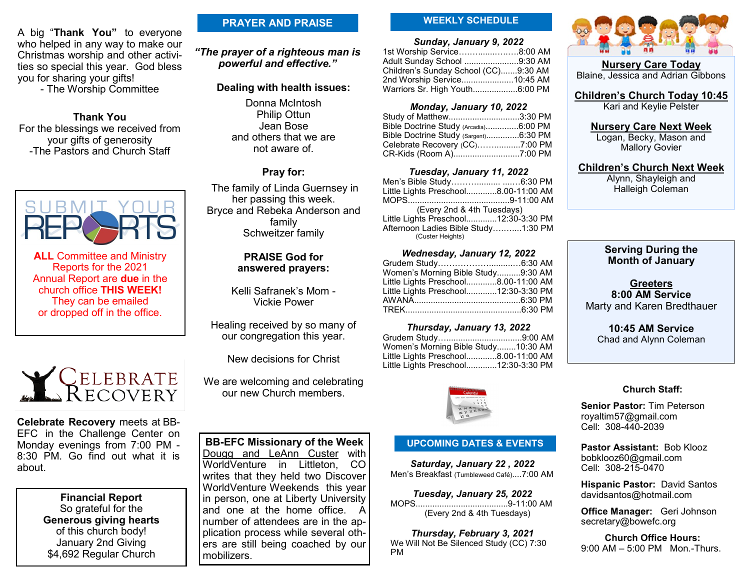A big "**Thank You**" to everyone who helped in any way to make our Christmas worship and other activities so special this year. God bless you for sharing your gifts!
- The Worship Committee

**Thank You**
For the blessings we received from your gifts of generosity
-The Pastors and Church Staff

SUBMIT YOUR REPORTS

**ALL** Committee and Ministry Reports for the 2021 Annual Report are **due** in the church office **THIS WEEK!** They can be emailed or dropped off in the office.

CELEBRATE RECOVERY

**Celebrate Recovery** meets at BB-EFC in the Challenge Center on Monday evenings from 7:00 PM - 8:30 PM. Go find out what it is about.

**Financial Report**
So grateful for the
**Generous giving hearts**
of this church body!
January 2nd Giving
$4,692 Regular Church

## PRAYER AND PRAISE

***"The prayer of a righteous man is powerful and effective."***

**Dealing with health issues:**

Donna McIntosh
Philip Ottun
Jean Bose
and others that we are not aware of.

**Pray for:**

The family of Linda Guernsey in her passing this week.
Bryce and Rebeka Anderson and family
Schweitzer family

**PRAISE God for answered prayers:**

Kelli Safranek's Mom - Vickie Power

Healing received by so many of our congregation this year.

New decisions for Christ

We are welcoming and celebrating our new Church members.

**BB-EFC Missionary of the Week**
Dougg and LeAnn Custer with WorldVenture in Littleton, CO writes that they held two Discover WorldVenture Weekends this year in person, one at Liberty University and one at the home office. A number of attendees are in the application process while several others are still being coached by our mobilizers.

## WEEKLY SCHEDULE

***Sunday, January 9, 2022***
1st Worship Service……........……..8:00 AM
Adult Sunday School .......................9:30 AM
Children's Sunday School (CC).......9:30 AM
2nd Worship Service......................10:45 AM
Warriors Sr. High Youth..................6:00 PM

***Monday, January 10, 2022***
Study of Matthew.............................3:30 PM
Bible Doctrine Study (Arcadia).............6:00 PM
Bible Doctrine Study (Sargent)..............6:30 PM
Celebrate Recovery (CC)……...........7:00 PM
CR-Kids (Room A)...........................7:00 PM

***Tuesday, January 11, 2022***
Men's Bible Study……........ ......6:30 PM
Little Lights Preschool.............8.00-11:00 AM
MOPS...........................................9-11:00 AM
(Every 2nd & 4th Tuesdays)
Little Lights Preschool.............12:30-3:30 PM
Afternoon Ladies Bible Study………..1:30 PM
(Custer Heights)

***Wednesday, January 12, 2022***
Grudem Study………………............6:30 AM
Women's Morning Bible Study..........9:30 AM
Little Lights Preschool.............8.00-11:00 AM
Little Lights Preschool.............12:30-3:30 PM
AWANA............................................6:30 PM
TREK................................................6:30 PM

***Thursday, January 13, 2022***
Grudem Study….................................9:00 AM
Women's Morning Bible Study........10:30 AM
Little Lights Preschool.............8.00-11:00 AM
Little Lights Preschool.............12:30-3:30 PM

## UPCOMING DATES & EVENTS

***Saturday, January 22 , 2022***
Men's Breakfast (Tumbleweed Café)....7:00 AM

***Tuesday, January 25, 2022***
MOPS.......................................9-11:00 AM
(Every 2nd & 4th Tuesdays)

***Thursday, February 3, 2021***
We Will Not Be Silenced Study (CC) 7:30 PM

**Nursery Care Today**
Blaine, Jessica and Adrian Gibbons

**Children's Church Today 10:45**
Kari and Keylie Pelster

**Nursery Care Next Week**
Logan, Becky, Mason and Mallory Govier

**Children's Church Next Week**
Alynn, Shayleigh and Halleigh Coleman

**Serving During the Month of January**

**Greeters**
**8:00 AM Service**
Marty and Karen Bredthauer

**10:45 AM Service**
Chad and Alynn Coleman

**Church Staff:**

**Senior Pastor:** Tim Peterson
royaltim57@gmail.com
Cell: 308-440-2039

**Pastor Assistant:** Bob Klooz
bobklooz60@gmail.com
Cell: 308-215-0470

**Hispanic Pastor:** David Santos
davidsantos@hotmail.com

**Office Manager:** Geri Johnson
secretary@bowefc.org

**Church Office Hours:**
9:00 AM – 5:00 PM Mon.-Thurs.